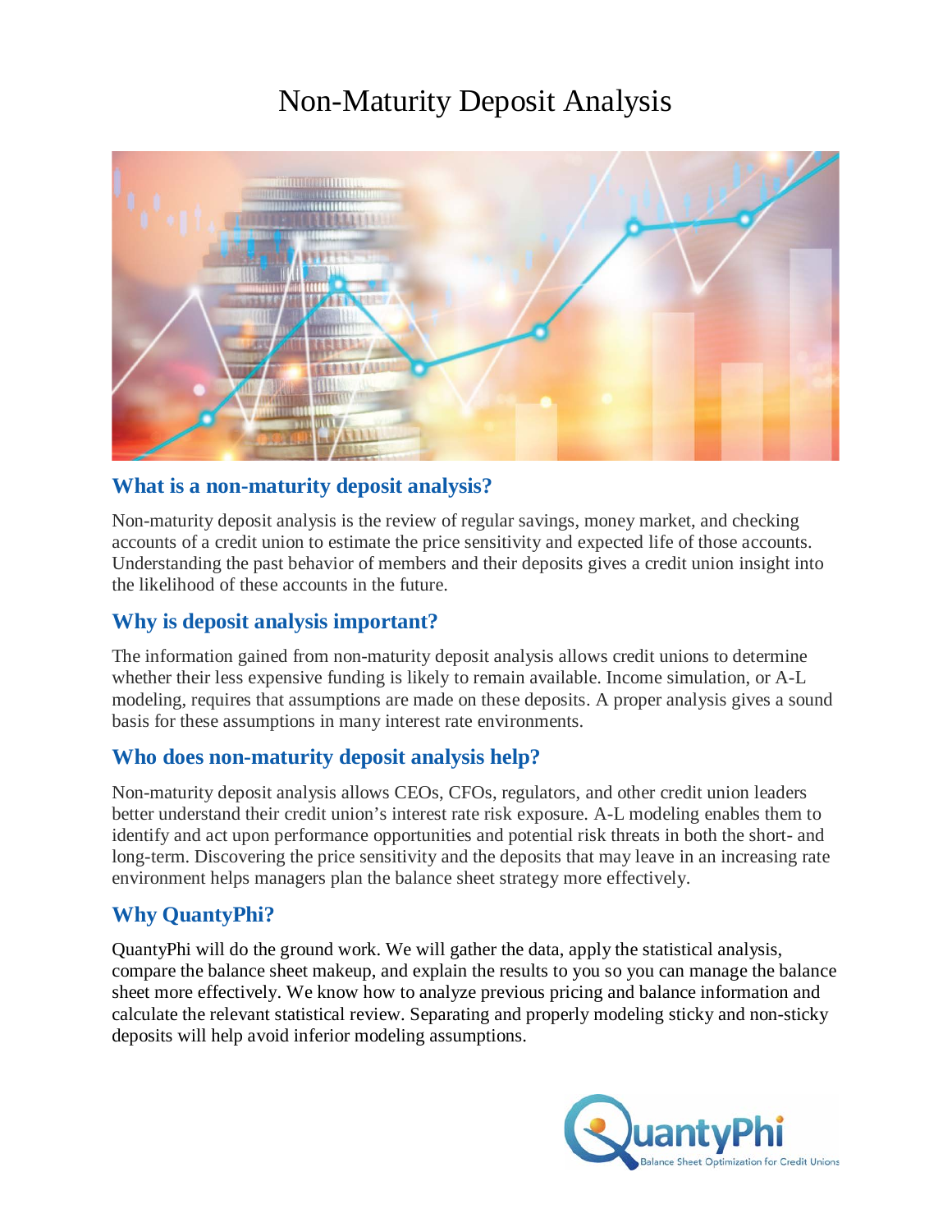# Non-Maturity Deposit Analysis

## What is a non-maturity deposit analysis?

Non-maturity deposit analysis is the review of regular savings, money market, and checking accounts of a credit union to estimate the price sensitivity and expected life of those accounts. Understanding the past behavior of members and their deposits gives a credit union insight into the likelihood of these accounts in the future.

## Why is deposit analysis important?

The information gained from non-maturity deposit analysis allows credit unions to determine whether their less expensive funding is likely to remain available. Income simulation, or A-L modeling, requires that assumptions are made on these deposits. A proper analysis gives a sound basis for these assumptions in many interest rate environments.

## Who does non-maturity deposit analysis help?

Non-maturity deposit analysis allows CEOs, CFOs, regulators, and other credit union leaders better understand their credit union's interest rate risk exposure. A-L modeling enables them to identify and act upon performance opportunities and potential risk threats in both the short- and long-term. Discovering the price sensitivity and the deposits that may leave in an increasing rate environment helps managers plan the balance sheet strategy more effectively.

## Why QuantyPhi?

QuantyPhi will do the ground work. We will gather the data, apply the statistical analysis, compare the balance sheet makeup, and explain the results to you so you can manage the balance sheet more effectively. We know how to analyze previous pricing and balance information and calculate the relevant statistical review. Separating and properly modeling sticky and non-sticky deposits will help avoid inferior modeling assumptions.

QuantyPhi
Balance Sheet Optimization for Credit Unions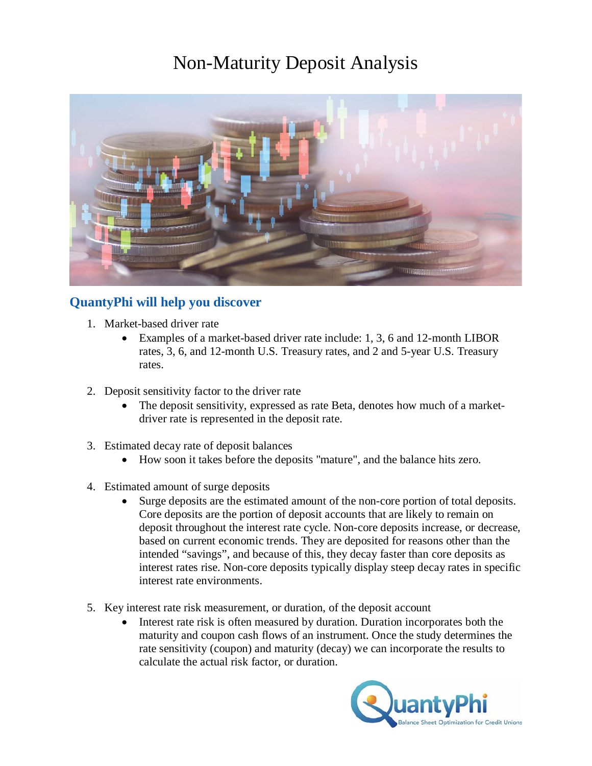# Non-Maturity Deposit Analysis

## QuantyPhi will help you discover

1. Market-based driver rate
   - Examples of a market-based driver rate include: 1, 3, 6 and 12-month LIBOR rates, 3, 6, and 12-month U.S. Treasury rates, and 2 and 5-year U.S. Treasury rates.

2. Deposit sensitivity factor to the driver rate
   - The deposit sensitivity, expressed as rate Beta, denotes how much of a market-driver rate is represented in the deposit rate.

3. Estimated decay rate of deposit balances
   - How soon it takes before the deposits "mature", and the balance hits zero.

4. Estimated amount of surge deposits
   - Surge deposits are the estimated amount of the non-core portion of total deposits. Core deposits are the portion of deposit accounts that are likely to remain on deposit throughout the interest rate cycle. Non-core deposits increase, or decrease, based on current economic trends. They are deposited for reasons other than the intended "savings", and because of this, they decay faster than core deposits as interest rates rise. Non-core deposits typically display steep decay rates in specific interest rate environments.

5. Key interest rate risk measurement, or duration, of the deposit account
   - Interest rate risk is often measured by duration. Duration incorporates both the maturity and coupon cash flows of an instrument. Once the study determines the rate sensitivity (coupon) and maturity (decay) we can incorporate the results to calculate the actual risk factor, or duration.

QuantyPhi
Balance Sheet Optimization for Credit Unions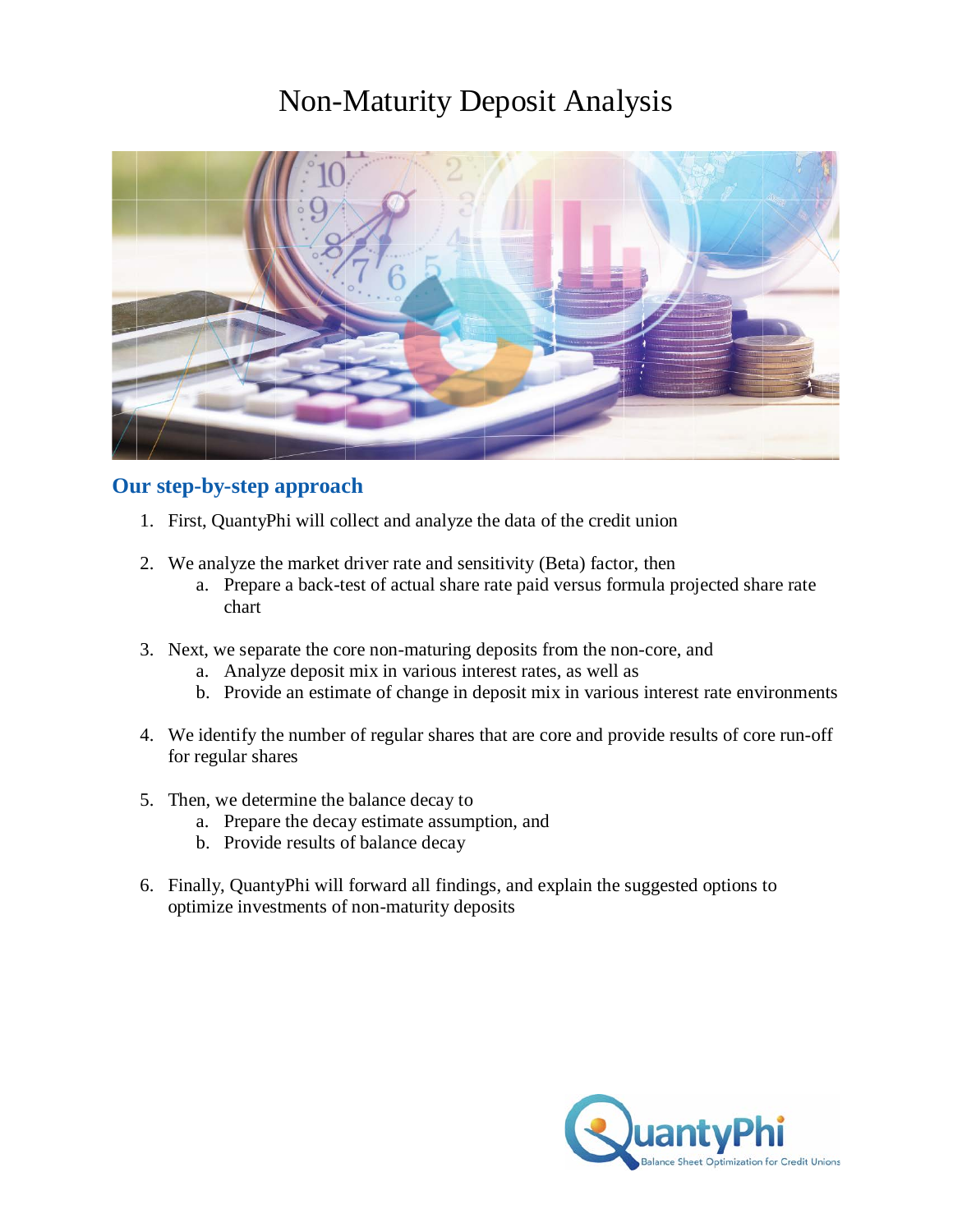# Non-Maturity Deposit Analysis

## Our step-by-step approach

1. First, QuantyPhi will collect and analyze the data of the credit union

2. We analyze the market driver rate and sensitivity (Beta) factor, then
   a. Prepare a back-test of actual share rate paid versus formula projected share rate chart

3. Next, we separate the core non-maturing deposits from the non-core, and
   a. Analyze deposit mix in various interest rates, as well as
   b. Provide an estimate of change in deposit mix in various interest rate environments

4. We identify the number of regular shares that are core and provide results of core run-off for regular shares

5. Then, we determine the balance decay to
   a. Prepare the decay estimate assumption, and
   b. Provide results of balance decay

6. Finally, QuantyPhi will forward all findings, and explain the suggested options to optimize investments of non-maturity deposits

QuantyPhi
Balance Sheet Optimization for Credit Unions